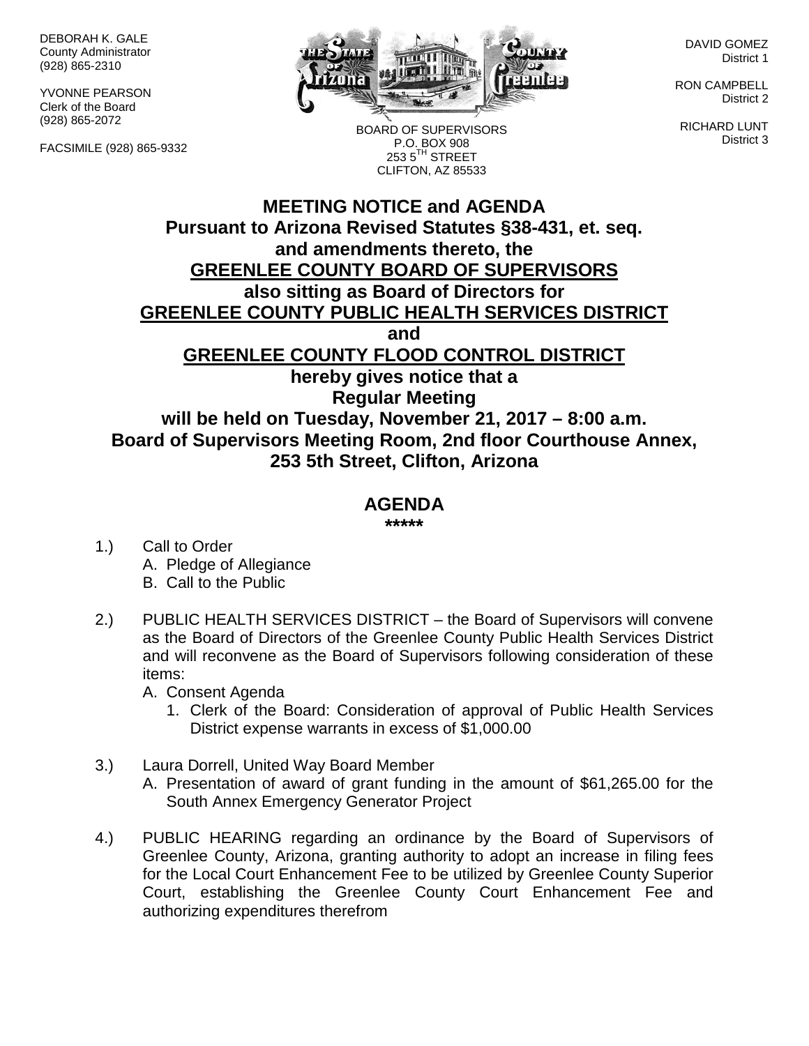DEBORAH K. GALE
County Administrator
(928) 865-2310

YVONNE PEARSON
Clerk of the Board
(928) 865-2072

FACSIMILE (928) 865-9332

BOARD OF SUPERVISORS
P.O. BOX 908
253 5TH STREET
CLIFTON, AZ 85533

DAVID GOMEZ
District 1

RON CAMPBELL
District 2

RICHARD LUNT
District 3

# MEETING NOTICE and AGENDA

**Pursuant to Arizona Revised Statutes §38-431, et. seq.**
**and amendments thereto, the**
**GREENLEE COUNTY BOARD OF SUPERVISORS**
**also sitting as Board of Directors for**
**GREENLEE COUNTY PUBLIC HEALTH SERVICES DISTRICT**
**and**
**GREENLEE COUNTY FLOOD CONTROL DISTRICT**
**hereby gives notice that a**
**Regular Meeting**
**will be held on Tuesday, November 21, 2017 – 8:00 a.m.**
**Board of Supervisors Meeting Room, 2nd floor Courthouse Annex,**
**253 5th Street, Clifton, Arizona**

## AGENDA

*****

1.) Call to Order
   A. Pledge of Allegiance
   B. Call to the Public

2.) PUBLIC HEALTH SERVICES DISTRICT – the Board of Supervisors will convene as the Board of Directors of the Greenlee County Public Health Services District and will reconvene as the Board of Supervisors following consideration of these items:
   A. Consent Agenda
      1. Clerk of the Board: Consideration of approval of Public Health Services District expense warrants in excess of $1,000.00

3.) Laura Dorrell, United Way Board Member
   A. Presentation of award of grant funding in the amount of $61,265.00 for the South Annex Emergency Generator Project

4.) PUBLIC HEARING regarding an ordinance by the Board of Supervisors of Greenlee County, Arizona, granting authority to adopt an increase in filing fees for the Local Court Enhancement Fee to be utilized by Greenlee County Superior Court, establishing the Greenlee County Court Enhancement Fee and authorizing expenditures therefrom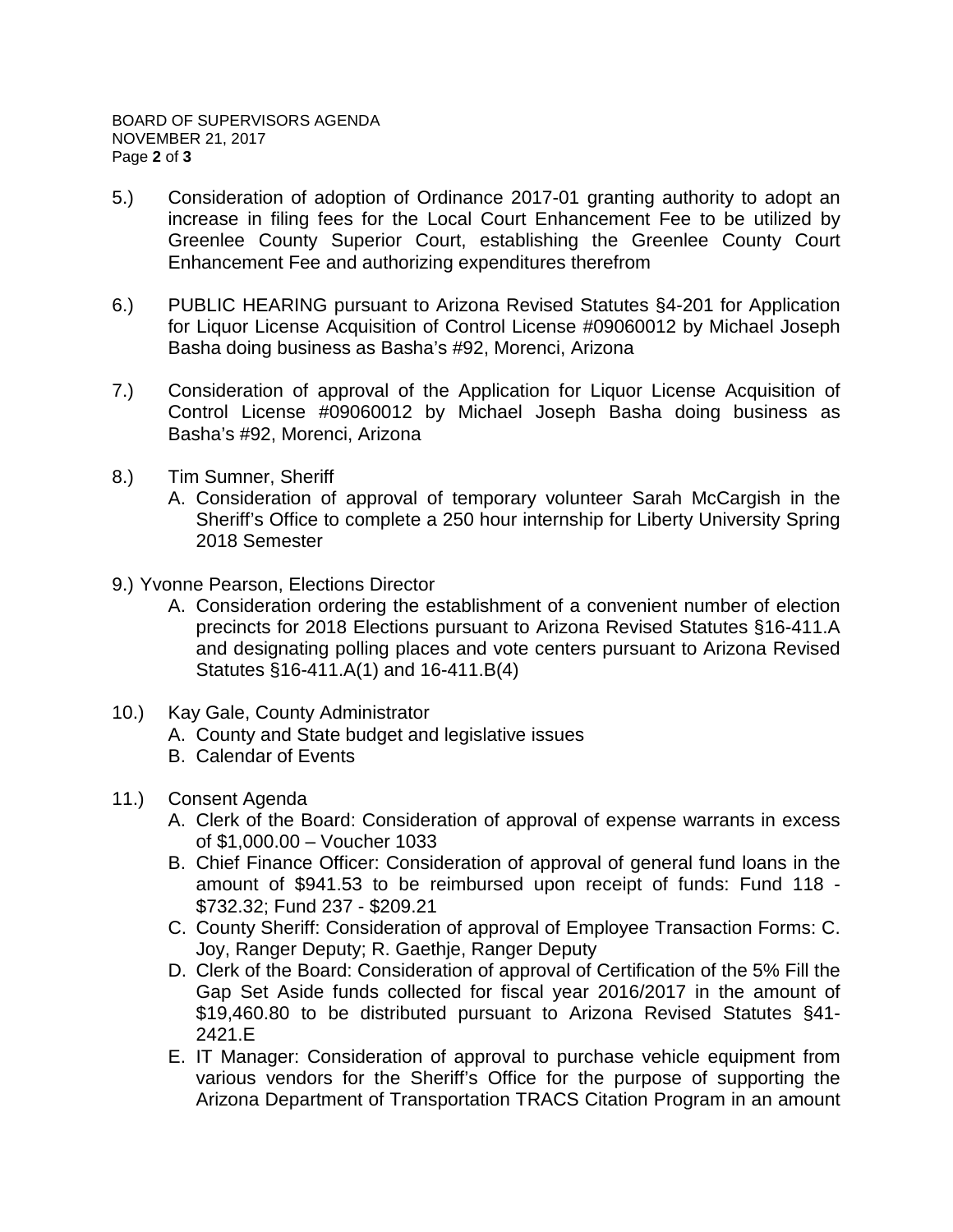5.) Consideration of adoption of Ordinance 2017-01 granting authority to adopt an increase in filing fees for the Local Court Enhancement Fee to be utilized by Greenlee County Superior Court, establishing the Greenlee County Court Enhancement Fee and authorizing expenditures therefrom

6.) PUBLIC HEARING pursuant to Arizona Revised Statutes §4-201 for Application for Liquor License Acquisition of Control License #09060012 by Michael Joseph Basha doing business as Basha's #92, Morenci, Arizona

7.) Consideration of approval of the Application for Liquor License Acquisition of Control License #09060012 by Michael Joseph Basha doing business as Basha's #92, Morenci, Arizona

8.) Tim Sumner, Sheriff
   A. Consideration of approval of temporary volunteer Sarah McCargish in the Sheriff's Office to complete a 250 hour internship for Liberty University Spring 2018 Semester

9.) Yvonne Pearson, Elections Director
   A. Consideration ordering the establishment of a convenient number of election precincts for 2018 Elections pursuant to Arizona Revised Statutes §16-411.A and designating polling places and vote centers pursuant to Arizona Revised Statutes §16-411.A(1) and 16-411.B(4)

10.) Kay Gale, County Administrator
   A. County and State budget and legislative issues
   B. Calendar of Events

11.) Consent Agenda
   A. Clerk of the Board: Consideration of approval of expense warrants in excess of $1,000.00 – Voucher 1033
   B. Chief Finance Officer: Consideration of approval of general fund loans in the amount of $941.53 to be reimbursed upon receipt of funds: Fund 118 - $732.32; Fund 237 - $209.21
   C. County Sheriff: Consideration of approval of Employee Transaction Forms: C. Joy, Ranger Deputy; R. Gaethje, Ranger Deputy
   D. Clerk of the Board: Consideration of approval of Certification of the 5% Fill the Gap Set Aside funds collected for fiscal year 2016/2017 in the amount of $19,460.80 to be distributed pursuant to Arizona Revised Statutes §41-2421.E
   E. IT Manager: Consideration of approval to purchase vehicle equipment from various vendors for the Sheriff's Office for the purpose of supporting the Arizona Department of Transportation TRACS Citation Program in an amount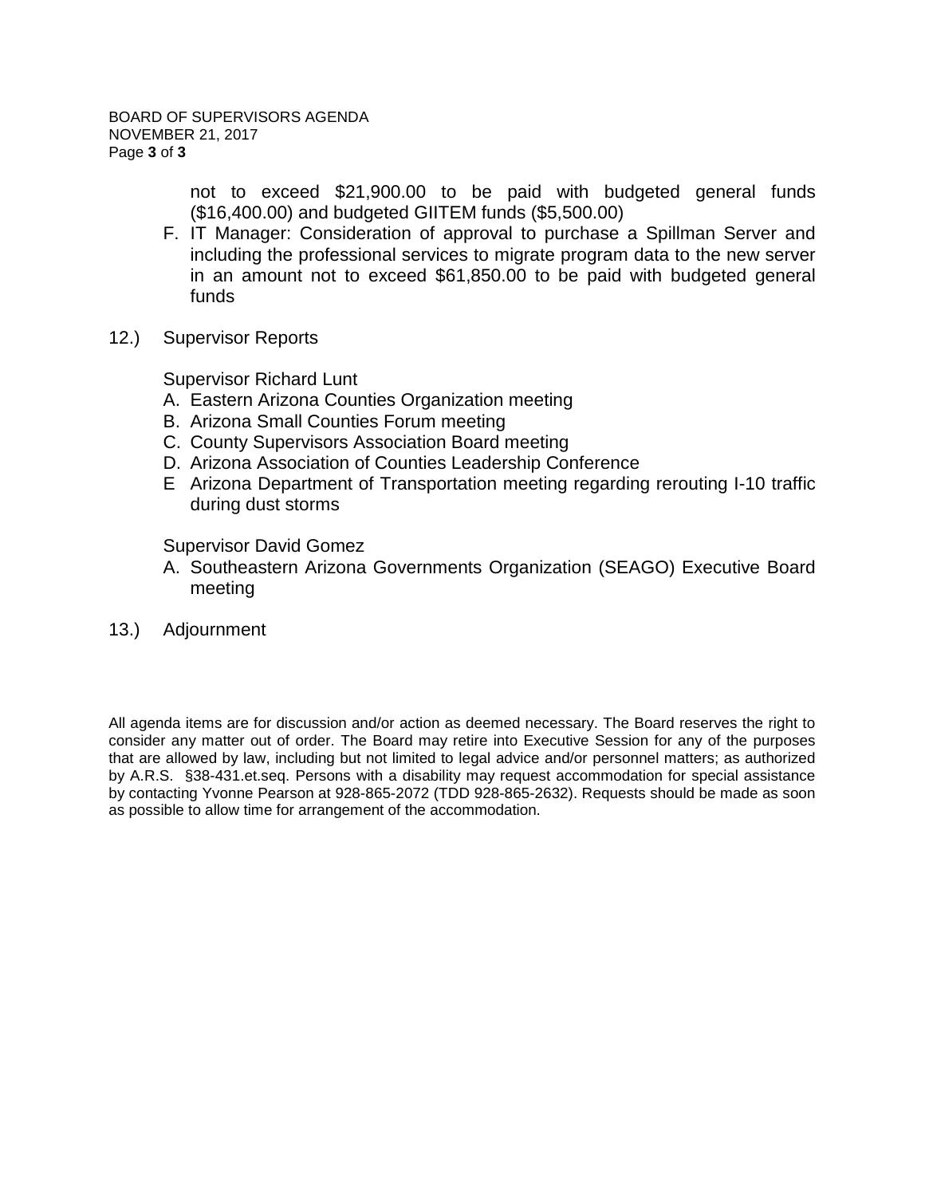not to exceed $21,900.00 to be paid with budgeted general funds ($16,400.00) and budgeted GIITEM funds ($5,500.00)

F. IT Manager: Consideration of approval to purchase a Spillman Server and including the professional services to migrate program data to the new server in an amount not to exceed $61,850.00 to be paid with budgeted general funds

12.) Supervisor Reports

Supervisor Richard Lunt

A. Eastern Arizona Counties Organization meeting
B. Arizona Small Counties Forum meeting
C. County Supervisors Association Board meeting
D. Arizona Association of Counties Leadership Conference
E Arizona Department of Transportation meeting regarding rerouting I-10 traffic during dust storms

Supervisor David Gomez

A. Southeastern Arizona Governments Organization (SEAGO) Executive Board meeting

13.) Adjournment

All agenda items are for discussion and/or action as deemed necessary. The Board reserves the right to consider any matter out of order. The Board may retire into Executive Session for any of the purposes that are allowed by law, including but not limited to legal advice and/or personnel matters; as authorized by A.R.S. §38-431.et.seq. Persons with a disability may request accommodation for special assistance by contacting Yvonne Pearson at 928-865-2072 (TDD 928-865-2632). Requests should be made as soon as possible to allow time for arrangement of the accommodation.